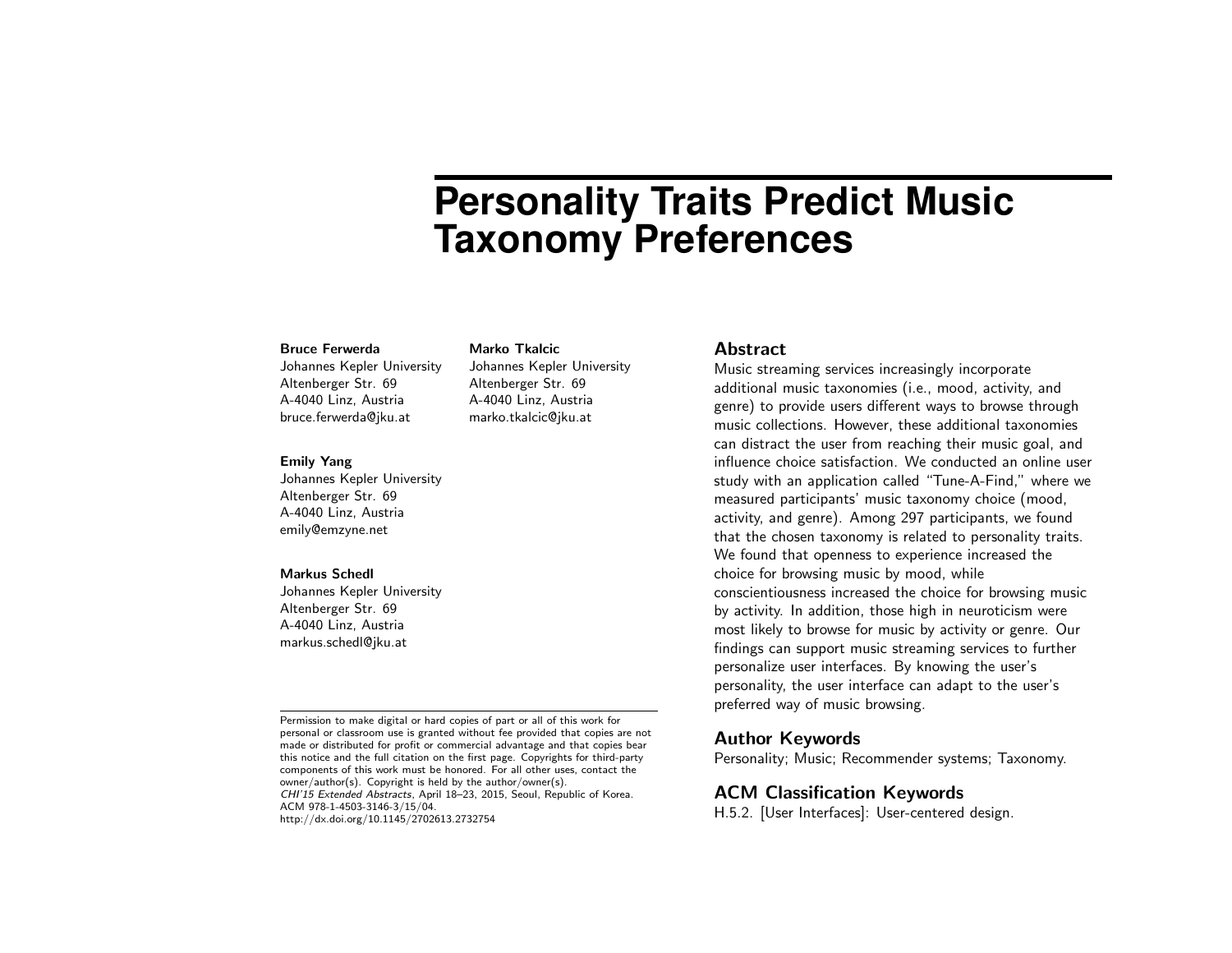# Personality Traits Predict Music Taxonomy Preferences

**Bruce Ferwerda**
Johannes Kepler University
Altenberger Str. 69
A-4040 Linz, Austria
bruce.ferwerda@jku.at

**Marko Tkalcic**
Johannes Kepler University
Altenberger Str. 69
A-4040 Linz, Austria
marko.tkalcic@jku.at

**Emily Yang**
Johannes Kepler University
Altenberger Str. 69
A-4040 Linz, Austria
emily@emzyne.net

**Markus Schedl**
Johannes Kepler University
Altenberger Str. 69
A-4040 Linz, Austria
markus.schedl@jku.at

Permission to make digital or hard copies of part or all of this work for personal or classroom use is granted without fee provided that copies are not made or distributed for profit or commercial advantage and that copies bear this notice and the full citation on the first page. Copyrights for third-party components of this work must be honored. For all other uses, contact the owner/author(s). Copyright is held by the author/owner(s).
*CHI'15 Extended Abstracts*, April 18–23, 2015, Seoul, Republic of Korea.
ACM 978-1-4503-3146-3/15/04.
http://dx.doi.org/10.1145/2702613.2732754

## Abstract

Music streaming services increasingly incorporate additional music taxonomies (i.e., mood, activity, and genre) to provide users different ways to browse through music collections. However, these additional taxonomies can distract the user from reaching their music goal, and influence choice satisfaction. We conducted an online user study with an application called "Tune-A-Find," where we measured participants' music taxonomy choice (mood, activity, and genre). Among 297 participants, we found that the chosen taxonomy is related to personality traits. We found that openness to experience increased the choice for browsing music by mood, while conscientiousness increased the choice for browsing music by activity. In addition, those high in neuroticism were most likely to browse for music by activity or genre. Our findings can support music streaming services to further personalize user interfaces. By knowing the user's personality, the user interface can adapt to the user's preferred way of music browsing.

## Author Keywords

Personality; Music; Recommender systems; Taxonomy.

## ACM Classification Keywords

H.5.2. [User Interfaces]: User-centered design.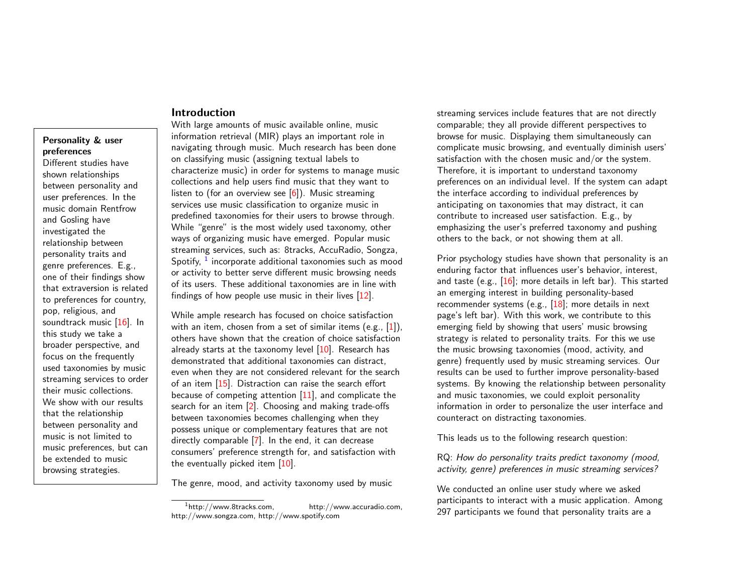**Personality & user preferences**
Different studies have shown relationships between personality and user preferences. In the music domain Rentfrow and Gosling have investigated the relationship between personality traits and genre preferences. E.g., one of their findings show that extraversion is related to preferences for country, pop, religious, and soundtrack music [16]. In this study we take a broader perspective, and focus on the frequently used taxonomies by music streaming services to order their music collections. We show with our results that the relationship between personality and music is not limited to music preferences, but can be extended to music browsing strategies.

## Introduction

With large amounts of music available online, music information retrieval (MIR) plays an important role in navigating through music. Much research has been done on classifying music (assigning textual labels to characterize music) in order for systems to manage music collections and help users find music that they want to listen to (for an overview see [6]). Music streaming services use music classification to organize music in predefined taxonomies for their users to browse through. While "genre" is the most widely used taxonomy, other ways of organizing music have emerged. Popular music streaming services, such as: 8tracks, AccuRadio, Songza, Spotify, [1] incorporate additional taxonomies such as mood or activity to better serve different music browsing needs of its users. These additional taxonomies are in line with findings of how people use music in their lives [12].

While ample research has focused on choice satisfaction with an item, chosen from a set of similar items (e.g., [1]), others have shown that the creation of choice satisfaction already starts at the taxonomy level [10]. Research has demonstrated that additional taxonomies can distract, even when they are not considered relevant for the search of an item [15]. Distraction can raise the search effort because of competing attention [11], and complicate the search for an item [2]. Choosing and making trade-offs between taxonomies becomes challenging when they possess unique or complementary features that are not directly comparable [7]. In the end, it can decrease consumers' preference strength for, and satisfaction with the eventually picked item [10].

The genre, mood, and activity taxonomy used by music streaming services include features that are not directly comparable; they all provide different perspectives to browse for music. Displaying them simultaneously can complicate music browsing, and eventually diminish users' satisfaction with the chosen music and/or the system. Therefore, it is important to understand taxonomy preferences on an individual level. If the system can adapt the interface according to individual preferences by anticipating on taxonomies that may distract, it can contribute to increased user satisfaction. E.g., by emphasizing the user's preferred taxonomy and pushing others to the back, or not showing them at all.

Prior psychology studies have shown that personality is an enduring factor that influences user's behavior, interest, and taste (e.g., [16]; more details in left bar). This started an emerging interest in building personality-based recommender systems (e.g., [18]; more details in next page's left bar). With this work, we contribute to this emerging field by showing that users' music browsing strategy is related to personality traits. For this we use the music browsing taxonomies (mood, activity, and genre) frequently used by music streaming services. Our results can be used to further improve personality-based systems. By knowing the relationship between personality and music taxonomies, we could exploit personality information in order to personalize the user interface and counteract on distracting taxonomies.

This leads us to the following research question:

RQ: *How do personality traits predict taxonomy (mood, activity, genre) preferences in music streaming services?*

We conducted an online user study where we asked participants to interact with a music application. Among 297 participants we found that personality traits are a

[1] http://www.8tracks.com, http://www.accuradio.com, http://www.songza.com, http://www.spotify.com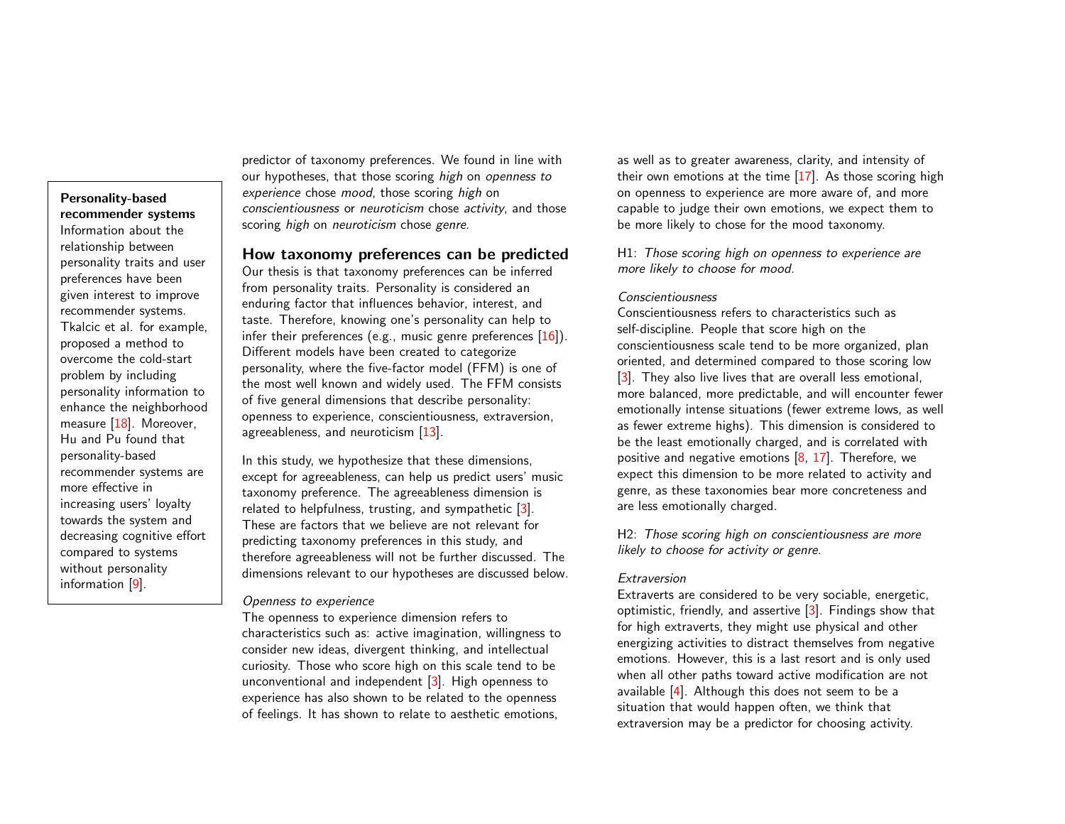**Personality-based recommender systems**
Information about the relationship between personality traits and user preferences have been given interest to improve recommender systems. Tkalcic et al. for example, proposed a method to overcome the cold-start problem by including personality information to enhance the neighborhood measure [18]. Moreover, Hu and Pu found that personality-based recommender systems are more effective in increasing users' loyalty towards the system and decreasing cognitive effort compared to systems without personality information [9].

predictor of taxonomy preferences. We found in line with our hypotheses, that those scoring *high* on *openness to experience* chose *mood*, those scoring *high* on *conscientiousness* or *neuroticism* chose *activity*, and those scoring *high* on *neuroticism* chose *genre*.

## How taxonomy preferences can be predicted

Our thesis is that taxonomy preferences can be inferred from personality traits. Personality is considered an enduring factor that influences behavior, interest, and taste. Therefore, knowing one's personality can help to infer their preferences (e.g., music genre preferences [16]). Different models have been created to categorize personality, where the five-factor model (FFM) is one of the most well known and widely used. The FFM consists of five general dimensions that describe personality: openness to experience, conscientiousness, extraversion, agreeableness, and neuroticism [13].

In this study, we hypothesize that these dimensions, except for agreeableness, can help us predict users' music taxonomy preference. The agreeableness dimension is related to helpfulness, trusting, and sympathetic [3]. These are factors that we believe are not relevant for predicting taxonomy preferences in this study, and therefore agreeableness will not be further discussed. The dimensions relevant to our hypotheses are discussed below.

*Openness to experience*
The openness to experience dimension refers to characteristics such as: active imagination, willingness to consider new ideas, divergent thinking, and intellectual curiosity. Those who score high on this scale tend to be unconventional and independent [3]. High openness to experience has also shown to be related to the openness of feelings. It has shown to relate to aesthetic emotions, as well as to greater awareness, clarity, and intensity of their own emotions at the time [17]. As those scoring high on openness to experience are more aware of, and more capable to judge their own emotions, we expect them to be more likely to chose for the mood taxonomy.

H1: *Those scoring high on openness to experience are more likely to choose for mood.*

*Conscientiousness*
Conscientiousness refers to characteristics such as self-discipline. People that score high on the conscientiousness scale tend to be more organized, plan oriented, and determined compared to those scoring low [3]. They also live lives that are overall less emotional, more balanced, more predictable, and will encounter fewer emotionally intense situations (fewer extreme lows, as well as fewer extreme highs). This dimension is considered to be the least emotionally charged, and is correlated with positive and negative emotions [8, 17]. Therefore, we expect this dimension to be more related to activity and genre, as these taxonomies bear more concreteness and are less emotionally charged.

H2: *Those scoring high on conscientiousness are more likely to choose for activity or genre.*

*Extraversion*
Extraverts are considered to be very sociable, energetic, optimistic, friendly, and assertive [3]. Findings show that for high extraverts, they might use physical and other energizing activities to distract themselves from negative emotions. However, this is a last resort and is only used when all other paths toward active modification are not available [4]. Although this does not seem to be a situation that would happen often, we think that extraversion may be a predictor for choosing activity.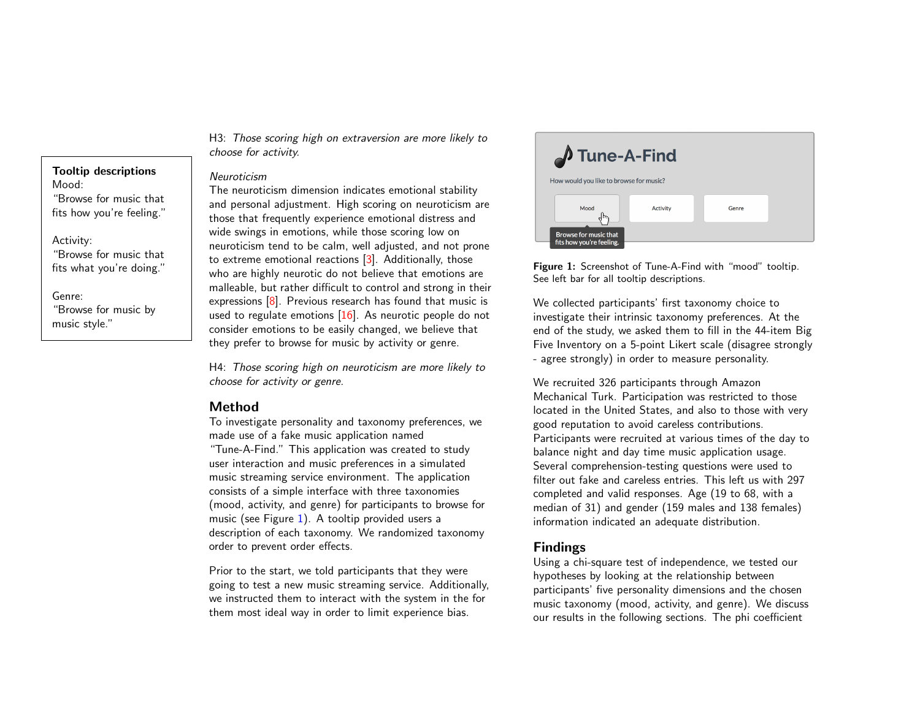**Tooltip descriptions**
Mood:
"Browse for music that fits how you're feeling."

Activity:
"Browse for music that fits what you're doing."

Genre:
"Browse for music by music style."

H3: *Those scoring high on extraversion are more likely to choose for activity.*

*Neuroticism*
The neuroticism dimension indicates emotional stability and personal adjustment. High scoring on neuroticism are those that frequently experience emotional distress and wide swings in emotions, while those scoring low on neuroticism tend to be calm, well adjusted, and not prone to extreme emotional reactions [3]. Additionally, those who are highly neurotic do not believe that emotions are malleable, but rather difficult to control and strong in their expressions [8]. Previous research has found that music is used to regulate emotions [16]. As neurotic people do not consider emotions to be easily changed, we believe that they prefer to browse for music by activity or genre.

H4: *Those scoring high on neuroticism are more likely to choose for activity or genre.*

## Method

To investigate personality and taxonomy preferences, we made use of a fake music application named "Tune-A-Find." This application was created to study user interaction and music preferences in a simulated music streaming service environment. The application consists of a simple interface with three taxonomies (mood, activity, and genre) for participants to browse for music (see Figure 1). A tooltip provided users a description of each taxonomy. We randomized taxonomy order to prevent order effects.

Prior to the start, we told participants that they were going to test a new music streaming service. Additionally, we instructed them to interact with the system in the for them most ideal way in order to limit experience bias.

**Figure 1:** Screenshot of Tune-A-Find with "mood" tooltip. See left bar for all tooltip descriptions.

We collected participants' first taxonomy choice to investigate their intrinsic taxonomy preferences. At the end of the study, we asked them to fill in the 44-item Big Five Inventory on a 5-point Likert scale (disagree strongly - agree strongly) in order to measure personality.

We recruited 326 participants through Amazon Mechanical Turk. Participation was restricted to those located in the United States, and also to those with very good reputation to avoid careless contributions. Participants were recruited at various times of the day to balance night and day time music application usage. Several comprehension-testing questions were used to filter out fake and careless entries. This left us with 297 completed and valid responses. Age (19 to 68, with a median of 31) and gender (159 males and 138 females) information indicated an adequate distribution.

## Findings

Using a chi-square test of independence, we tested our hypotheses by looking at the relationship between participants' five personality dimensions and the chosen music taxonomy (mood, activity, and genre). We discuss our results in the following sections. The phi coefficient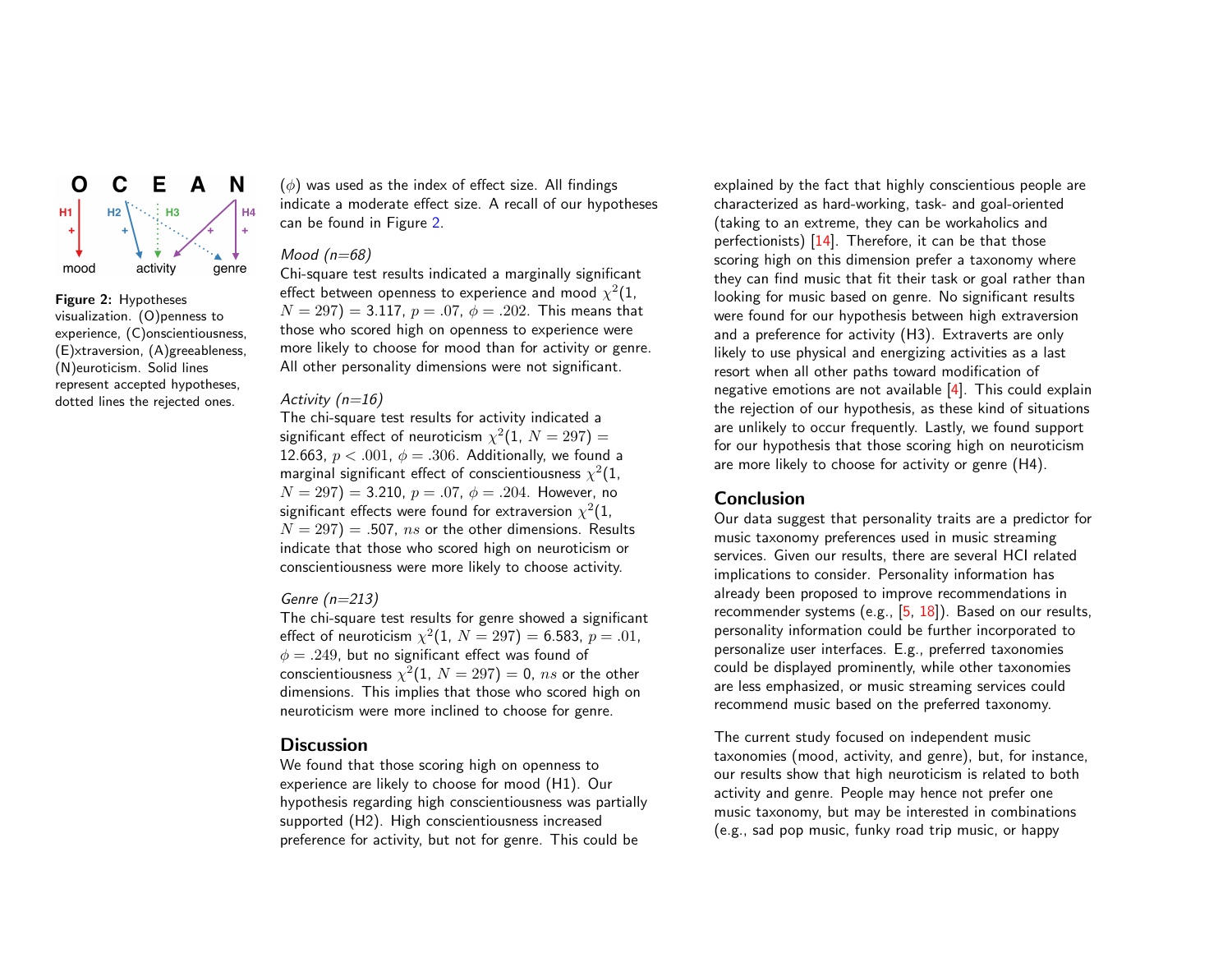Figure 2: Hypotheses visualization. (O)penness to experience, (C)onscientiousness, (E)xtraversion, (A)greeableness, (N)euroticism. Solid lines represent accepted hypotheses, dotted lines the rejected ones.

($\phi$) was used as the index of effect size. All findings indicate a moderate effect size. A recall of our hypotheses can be found in Figure 2.

*Mood (n=68)*
Chi-square test results indicated a marginally significant effect between openness to experience and mood $\chi^2(1, N = 297) = 3.117$, $p = .07$, $\phi = .202$. This means that those who scored high on openness to experience were more likely to choose for mood than for activity or genre. All other personality dimensions were not significant.

*Activity (n=16)*
The chi-square test results for activity indicated a significant effect of neuroticism $\chi^2(1, N = 297) = 12.663$, $p < .001$, $\phi = .306$. Additionally, we found a marginal significant effect of conscientiousness $\chi^2(1, N = 297) = 3.210$, $p = .07$, $\phi = .204$. However, no significant effects were found for extraversion $\chi^2(1, N = 297) = .507$, $ns$ or the other dimensions. Results indicate that those who scored high on neuroticism or conscientiousness were more likely to choose activity.

*Genre (n=213)*
The chi-square test results for genre showed a significant effect of neuroticism $\chi^2(1, N = 297) = 6.583$, $p = .01$, $\phi = .249$, but no significant effect was found of conscientiousness $\chi^2(1, N = 297) = 0$, $ns$ or the other dimensions. This implies that those who scored high on neuroticism were more inclined to choose for genre.

## Discussion

We found that those scoring high on openness to experience are likely to choose for mood (H1). Our hypothesis regarding high conscientiousness was partially supported (H2). High conscientiousness increased preference for activity, but not for genre. This could be explained by the fact that highly conscientious people are characterized as hard-working, task- and goal-oriented (taking to an extreme, they can be workaholics and perfectionists) [14]. Therefore, it can be that those scoring high on this dimension prefer a taxonomy where they can find music that fit their task or goal rather than looking for music based on genre. No significant results were found for our hypothesis between high extraversion and a preference for activity (H3). Extraverts are only likely to use physical and energizing activities as a last resort when all other paths toward modification of negative emotions are not available [4]. This could explain the rejection of our hypothesis, as these kind of situations are unlikely to occur frequently. Lastly, we found support for our hypothesis that those scoring high on neuroticism are more likely to choose for activity or genre (H4).

## Conclusion

Our data suggest that personality traits are a predictor for music taxonomy preferences used in music streaming services. Given our results, there are several HCI related implications to consider. Personality information has already been proposed to improve recommendations in recommender systems (e.g., [5, 18]). Based on our results, personality information could be further incorporated to personalize user interfaces. E.g., preferred taxonomies could be displayed prominently, while other taxonomies are less emphasized, or music streaming services could recommend music based on the preferred taxonomy.

The current study focused on independent music taxonomies (mood, activity, and genre), but, for instance, our results show that high neuroticism is related to both activity and genre. People may hence not prefer one music taxonomy, but may be interested in combinations (e.g., sad pop music, funky road trip music, or happy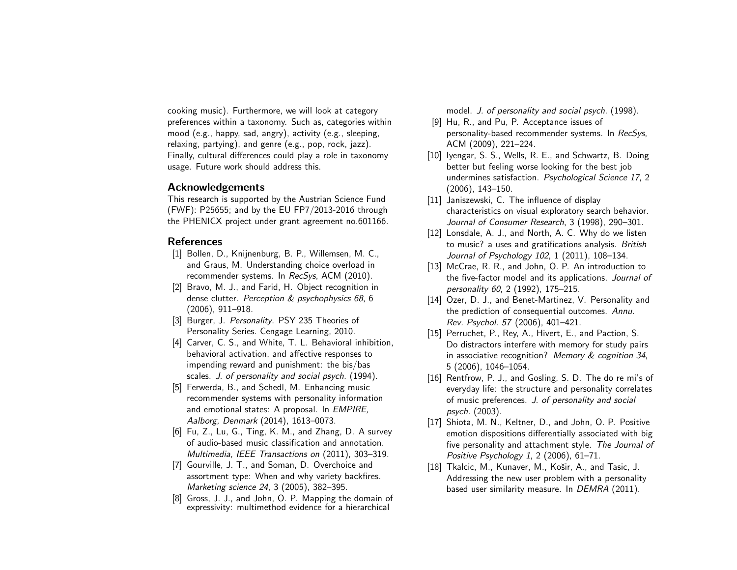cooking music). Furthermore, we will look at category preferences within a taxonomy. Such as, categories within mood (e.g., happy, sad, angry), activity (e.g., sleeping, relaxing, partying), and genre (e.g., pop, rock, jazz). Finally, cultural differences could play a role in taxonomy usage. Future work should address this.

## Acknowledgements

This research is supported by the Austrian Science Fund (FWF): P25655; and by the EU FP7/2013-2016 through the PHENICX project under grant agreement no.601166.

## References

[1] Bollen, D., Knijnenburg, B. P., Willemsen, M. C., and Graus, M. Understanding choice overload in recommender systems. In *RecSys*, ACM (2010).

[2] Bravo, M. J., and Farid, H. Object recognition in dense clutter. *Perception & psychophysics 68*, 6 (2006), 911–918.

[3] Burger, J. *Personality*. PSY 235 Theories of Personality Series. Cengage Learning, 2010.

[4] Carver, C. S., and White, T. L. Behavioral inhibition, behavioral activation, and affective responses to impending reward and punishment: the bis/bas scales. *J. of personality and social psych.* (1994).

[5] Ferwerda, B., and Schedl, M. Enhancing music recommender systems with personality information and emotional states: A proposal. In *EMPIRE, Aalborg, Denmark* (2014), 1613–0073.

[6] Fu, Z., Lu, G., Ting, K. M., and Zhang, D. A survey of audio-based music classification and annotation. *Multimedia, IEEE Transactions on* (2011), 303–319.

[7] Gourville, J. T., and Soman, D. Overchoice and assortment type: When and why variety backfires. *Marketing science 24*, 3 (2005), 382–395.

[8] Gross, J. J., and John, O. P. Mapping the domain of expressivity: multimethod evidence for a hierarchical model. *J. of personality and social psych.* (1998).

[9] Hu, R., and Pu, P. Acceptance issues of personality-based recommender systems. In *RecSys*, ACM (2009), 221–224.

[10] Iyengar, S. S., Wells, R. E., and Schwartz, B. Doing better but feeling worse looking for the best job undermines satisfaction. *Psychological Science 17*, 2 (2006), 143–150.

[11] Janiszewski, C. The influence of display characteristics on visual exploratory search behavior. *Journal of Consumer Research*, 3 (1998), 290–301.

[12] Lonsdale, A. J., and North, A. C. Why do we listen to music? a uses and gratifications analysis. *British Journal of Psychology 102*, 1 (2011), 108–134.

[13] McCrae, R. R., and John, O. P. An introduction to the five-factor model and its applications. *Journal of personality 60*, 2 (1992), 175–215.

[14] Ozer, D. J., and Benet-Martinez, V. Personality and the prediction of consequential outcomes. *Annu. Rev. Psychol. 57* (2006), 401–421.

[15] Perruchet, P., Rey, A., Hivert, E., and Paction, S. Do distractors interfere with memory for study pairs in associative recognition? *Memory & cognition 34*, 5 (2006), 1046–1054.

[16] Rentfrow, P. J., and Gosling, S. D. The do re mi's of everyday life: the structure and personality correlates of music preferences. *J. of personality and social psych.* (2003).

[17] Shiota, M. N., Keltner, D., and John, O. P. Positive emotion dispositions differentially associated with big five personality and attachment style. *The Journal of Positive Psychology 1*, 2 (2006), 61–71.

[18] Tkalcic, M., Kunaver, M., Košir, A., and Tasic, J. Addressing the new user problem with a personality based user similarity measure. In *DEMRA* (2011).